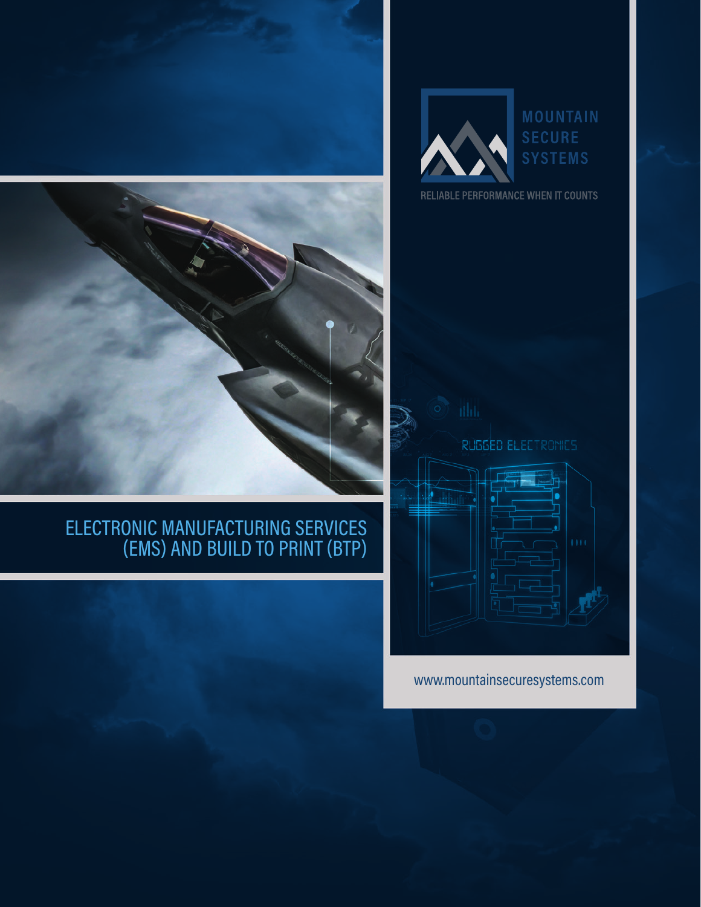# MOUNTAIN SECURE SYSTEMS

RELIABLE PERFORMANCE WHEN IT COUNTS

RUGGED ELECTRONICS

## ELECTRONIC MANUFACTURING SERVICES (EMS) AND BUILD TO PRINT (BTP)

www.mountainsecuresystems.com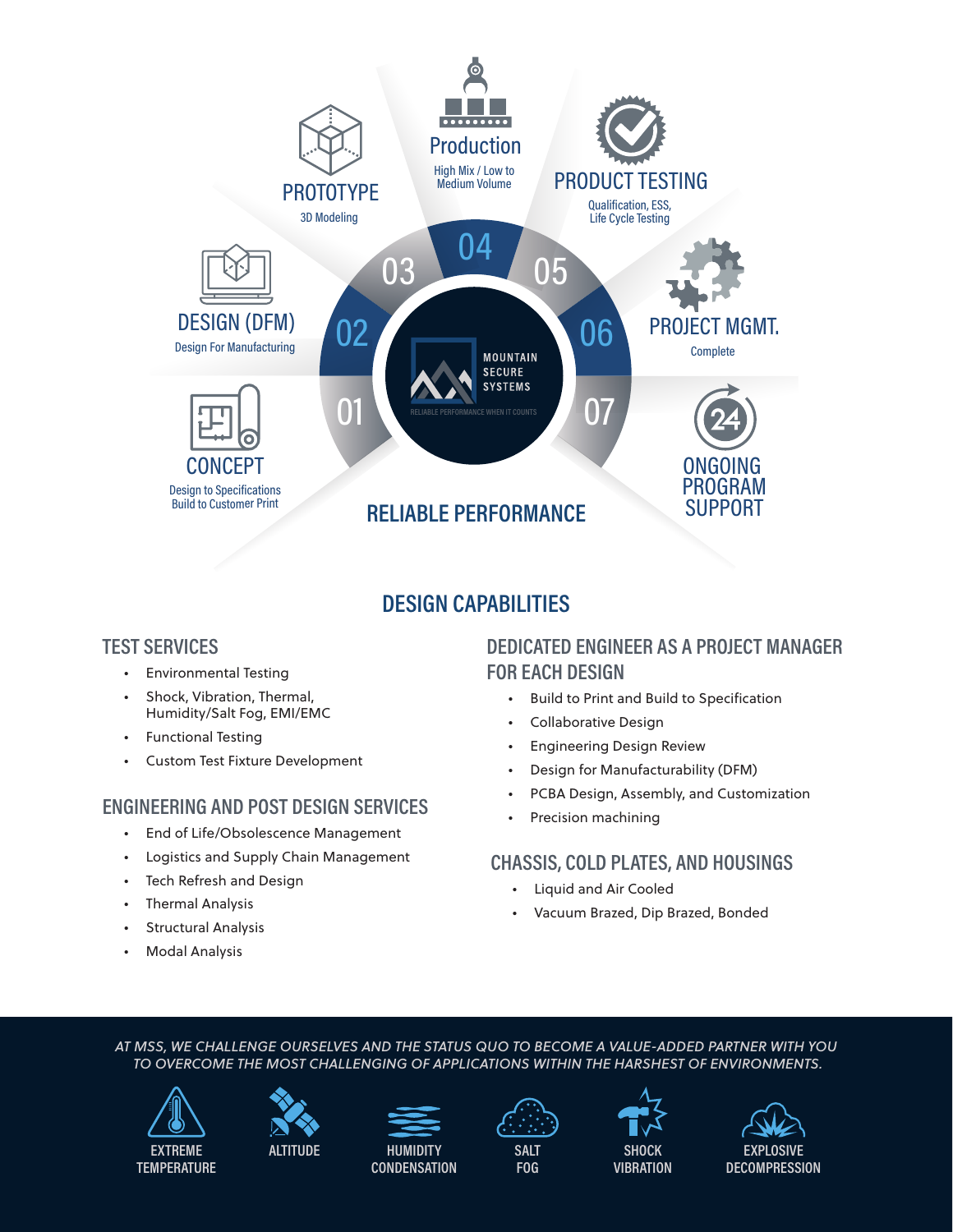01 CONCEPT
Design to Specifications
Build to Customer Print

02 DESIGN (DFM)
Design For Manufacturing

03 PROTOTYPE
3D Modeling

04 Production
High Mix / Low to Medium Volume

05 PRODUCT TESTING
Qualification, ESS, Life Cycle Testing

06 PROJECT MGMT.
Complete

07 ONGOING PROGRAM SUPPORT

MOUNTAIN SECURE SYSTEMS
RELIABLE PERFORMANCE WHEN IT COUNTS

RELIABLE PERFORMANCE

## DESIGN CAPABILITIES

### TEST SERVICES

- Environmental Testing
- Shock, Vibration, Thermal, Humidity/Salt Fog, EMI/EMC
- Functional Testing
- Custom Test Fixture Development

### ENGINEERING AND POST DESIGN SERVICES

- End of Life/Obsolescence Management
- Logistics and Supply Chain Management
- Tech Refresh and Design
- Thermal Analysis
- Structural Analysis
- Modal Analysis

### DEDICATED ENGINEER AS A PROJECT MANAGER FOR EACH DESIGN

- Build to Print and Build to Specification
- Collaborative Design
- Engineering Design Review
- Design for Manufacturability (DFM)
- PCBA Design, Assembly, and Customization
- Precision machining

### CHASSIS, COLD PLATES, AND HOUSINGS

- Liquid and Air Cooled
- Vacuum Brazed, Dip Brazed, Bonded

*AT MSS, WE CHALLENGE OURSELVES AND THE STATUS QUO TO BECOME A VALUE-ADDED PARTNER WITH YOU TO OVERCOME THE MOST CHALLENGING OF APPLICATIONS WITHIN THE HARSHEST OF ENVIRONMENTS.*

EXTREME TEMPERATURE | ALTITUDE | HUMIDITY CONDENSATION | SALT FOG | SHOCK VIBRATION | EXPLOSIVE DECOMPRESSION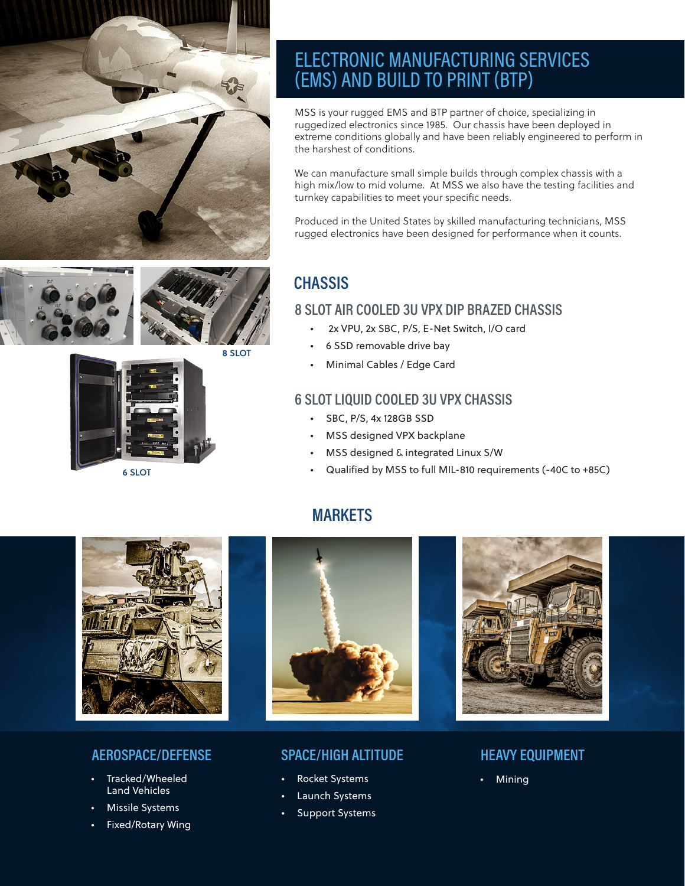# ELECTRONIC MANUFACTURING SERVICES (EMS) AND BUILD TO PRINT (BTP)

MSS is your rugged EMS and BTP partner of choice, specializing in ruggedized electronics since 1985. Our chassis have been deployed in extreme conditions globally and have been reliably engineered to perform in the harshest of conditions.

We can manufacture small simple builds through complex chassis with a high mix/low to mid volume. At MSS we also have the testing facilities and turnkey capabilities to meet your specific needs.

Produced in the United States by skilled manufacturing technicians, MSS rugged electronics have been designed for performance when it counts.

8 SLOT

6 SLOT

## CHASSIS

### 8 SLOT AIR COOLED 3U VPX DIP BRAZED CHASSIS

- 2x VPU, 2x SBC, P/S, E-Net Switch, I/O card
- 6 SSD removable drive bay
- Minimal Cables / Edge Card

### 6 SLOT LIQUID COOLED 3U VPX CHASSIS

- SBC, P/S, 4x 128GB SSD
- MSS designed VPX backplane
- MSS designed & integrated Linux S/W
- Qualified by MSS to full MIL-810 requirements (-40C to +85C)

## MARKETS

### AEROSPACE/DEFENSE

- Tracked/Wheeled Land Vehicles
- Missile Systems
- Fixed/Rotary Wing

### SPACE/HIGH ALTITUDE

- Rocket Systems
- Launch Systems
- Support Systems

### HEAVY EQUIPMENT

- Mining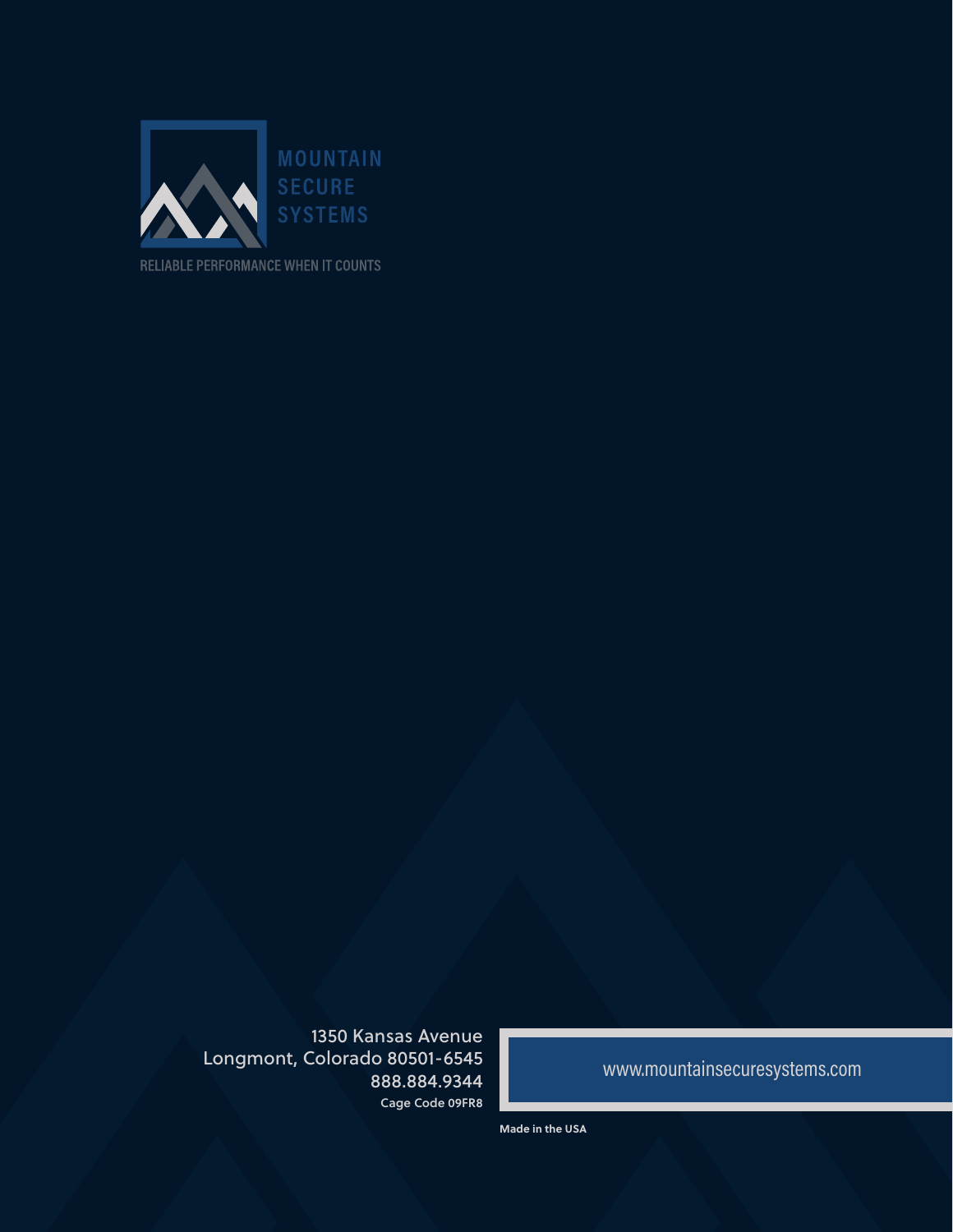MOUNTAIN
SECURE
SYSTEMS

RELIABLE PERFORMANCE WHEN IT COUNTS

1350 Kansas Avenue
Longmont, Colorado 80501-6545
888.884.9344
Cage Code 09FR8

www.mountainsecuresystems.com

Made in the USA